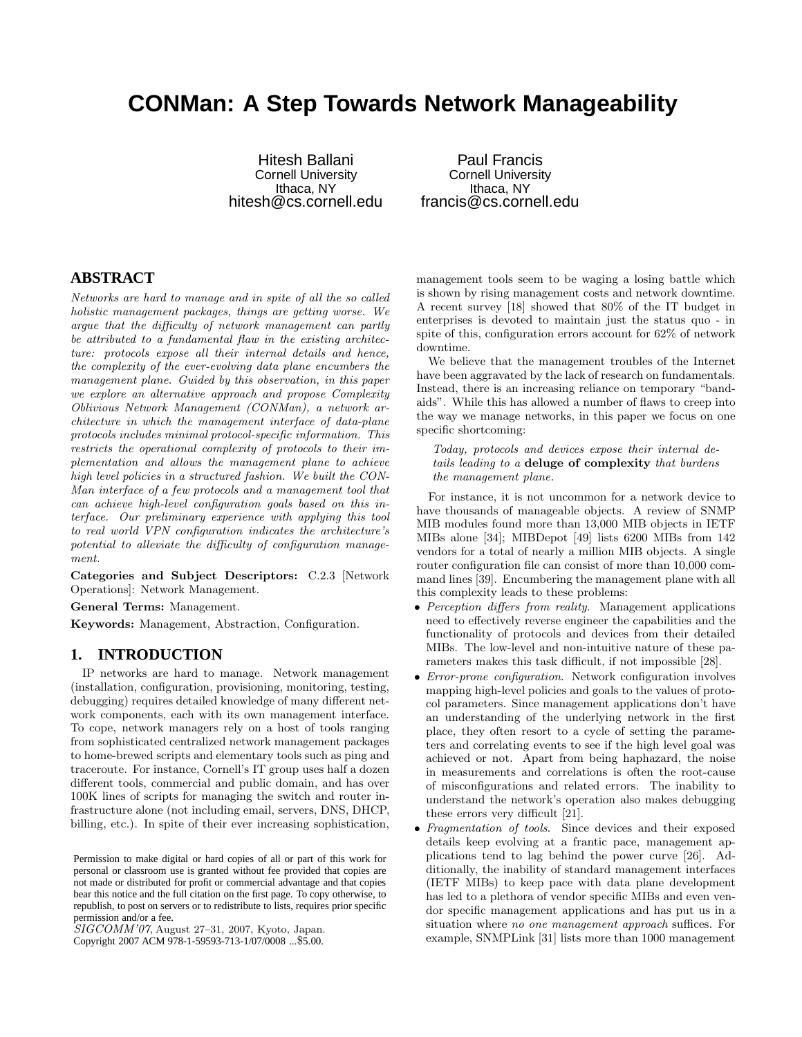# CONMan: A Step Towards Network Manageability

Hitesh Ballani
Cornell University
Ithaca, NY
hitesh@cs.cornell.edu

Paul Francis
Cornell University
Ithaca, NY
francis@cs.cornell.edu

## ABSTRACT

*Networks are hard to manage and in spite of all the so called holistic management packages, things are getting worse. We argue that the difficulty of network management can partly be attributed to a fundamental flaw in the existing architecture: protocols expose all their internal details and hence, the complexity of the ever-evolving data plane encumbers the management plane. Guided by this observation, in this paper we explore an alternative approach and propose Complexity Oblivious Network Management (CONMan), a network architecture in which the management interface of data-plane protocols includes minimal protocol-specific information. This restricts the operational complexity of protocols to their implementation and allows the management plane to achieve high level policies in a structured fashion. We built the CONMan interface of a few protocols and a management tool that can achieve high-level configuration goals based on this interface. Our preliminary experience with applying this tool to real world VPN configuration indicates the architecture's potential to alleviate the difficulty of configuration management.*

**Categories and Subject Descriptors:** C.2.3 [Network Operations]: Network Management.

**General Terms:** Management.

**Keywords:** Management, Abstraction, Configuration.

## 1. INTRODUCTION

IP networks are hard to manage. Network management (installation, configuration, provisioning, monitoring, testing, debugging) requires detailed knowledge of many different network components, each with its own management interface. To cope, network managers rely on a host of tools ranging from sophisticated centralized network management packages to home-brewed scripts and elementary tools such as ping and traceroute. For instance, Cornell's IT group uses half a dozen different tools, commercial and public domain, and has over 100K lines of scripts for managing the switch and router infrastructure alone (not including email, servers, DNS, DHCP, billing, etc.). In spite of their ever increasing sophistication, management tools seem to be waging a losing battle which is shown by rising management costs and network downtime. A recent survey [18] showed that 80% of the IT budget in enterprises is devoted to maintain just the status quo - in spite of this, configuration errors account for 62% of network downtime.

Permission to make digital or hard copies of all or part of this work for personal or classroom use is granted without fee provided that copies are not made or distributed for profit or commercial advantage and that copies bear this notice and the full citation on the first page. To copy otherwise, to republish, to post on servers or to redistribute to lists, requires prior specific permission and/or a fee.
*SIGCOMM'07*, August 27–31, 2007, Kyoto, Japan.
Copyright 2007 ACM 978-1-59593-713-1/07/0008 ...$5.00.

We believe that the management troubles of the Internet have been aggravated by the lack of research on fundamentals. Instead, there is an increasing reliance on temporary "band-aids". While this has allowed a number of flaws to creep into the way we manage networks, in this paper we focus on one specific shortcoming:

> *Today, protocols and devices expose their internal details leading to a* **deluge of complexity** *that burdens the management plane.*

For instance, it is not uncommon for a network device to have thousands of manageable objects. A review of SNMP MIB modules found more than 13,000 MIB objects in IETF MIBs alone [34]; MIBDepot [49] lists 6200 MIBs from 142 vendors for a total of nearly a million MIB objects. A single router configuration file can consist of more than 10,000 command lines [39]. Encumbering the management plane with all this complexity leads to these problems:

- *Perception differs from reality.* Management applications need to effectively reverse engineer the capabilities and the functionality of protocols and devices from their detailed MIBs. The low-level and non-intuitive nature of these parameters makes this task difficult, if not impossible [28].
- *Error-prone configuration.* Network configuration involves mapping high-level policies and goals to the values of protocol parameters. Since management applications don't have an understanding of the underlying network in the first place, they often resort to a cycle of setting the parameters and correlating events to see if the high level goal was achieved or not. Apart from being haphazard, the noise in measurements and correlations is often the root-cause of misconfigurations and related errors. The inability to understand the network's operation also makes debugging these errors very difficult [21].
- *Fragmentation of tools.* Since devices and their exposed details keep evolving at a frantic pace, management applications tend to lag behind the power curve [26]. Additionally, the inability of standard management interfaces (IETF MIBs) to keep pace with data plane development has led to a plethora of vendor specific MIBs and even vendor specific management applications and has put us in a situation where *no one management approach* suffices. For example, SNMPLink [31] lists more than 1000 management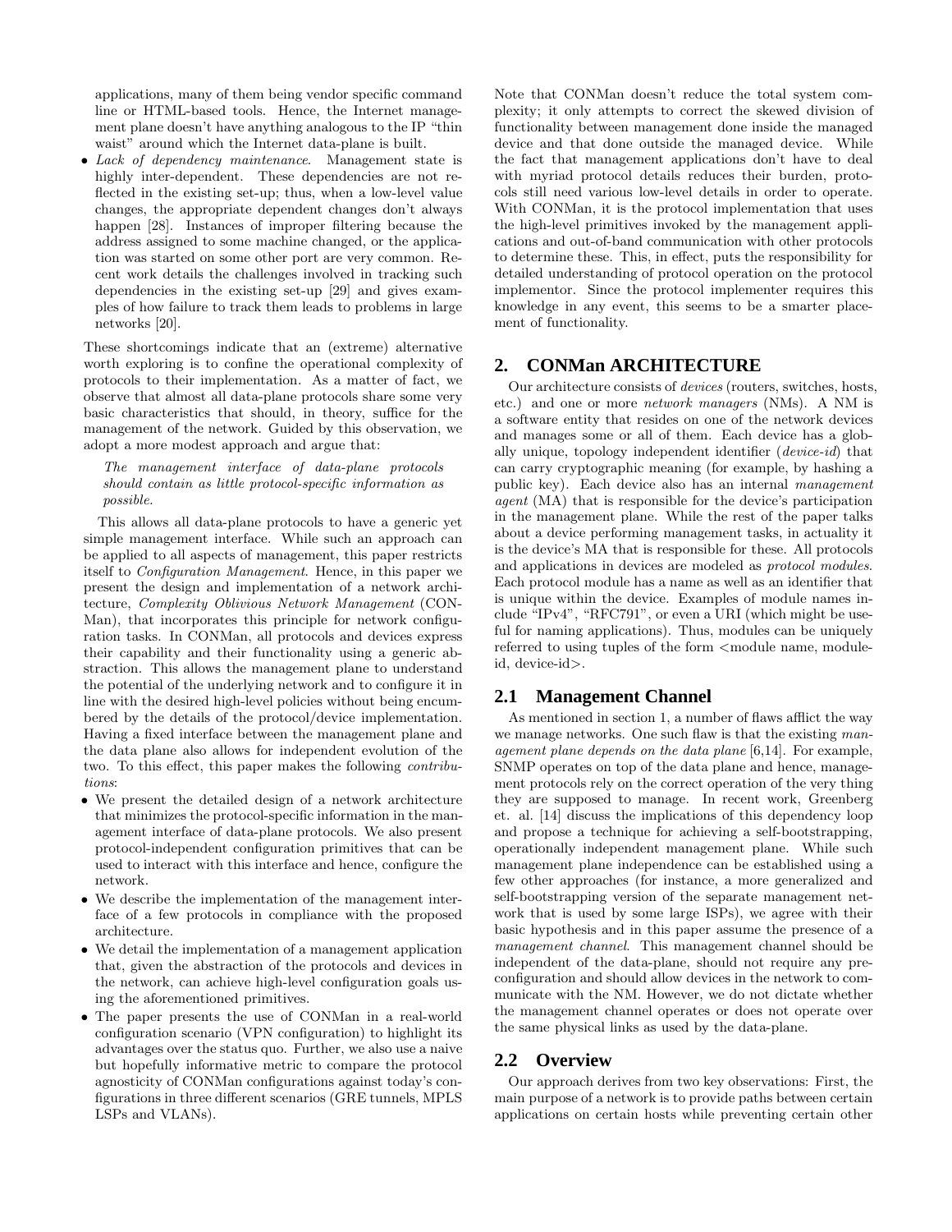applications, many of them being vendor specific command line or HTML-based tools. Hence, the Internet management plane doesn't have anything analogous to the IP "thin waist" around which the Internet data-plane is built.

- *Lack of dependency maintenance*. Management state is highly inter-dependent. These dependencies are not reflected in the existing set-up; thus, when a low-level value changes, the appropriate dependent changes don't always happen [28]. Instances of improper filtering because the address assigned to some machine changed, or the application was started on some other port are very common. Recent work details the challenges involved in tracking such dependencies in the existing set-up [29] and gives examples of how failure to track them leads to problems in large networks [20].

These shortcomings indicate that an (extreme) alternative worth exploring is to confine the operational complexity of protocols to their implementation. As a matter of fact, we observe that almost all data-plane protocols share some very basic characteristics that should, in theory, suffice for the management of the network. Guided by this observation, we adopt a more modest approach and argue that:

> *The management interface of data-plane protocols should contain as little protocol-specific information as possible.*

This allows all data-plane protocols to have a generic yet simple management interface. While such an approach can be applied to all aspects of management, this paper restricts itself to *Configuration Management*. Hence, in this paper we present the design and implementation of a network architecture, *Complexity Oblivious Network Management* (CONMan), that incorporates this principle for network configuration tasks. In CONMan, all protocols and devices express their capability and their functionality using a generic abstraction. This allows the management plane to understand the potential of the underlying network and to configure it in line with the desired high-level policies without being encumbered by the details of the protocol/device implementation. Having a fixed interface between the management plane and the data plane also allows for independent evolution of the two. To this effect, this paper makes the following *contributions*:

- We present the detailed design of a network architecture that minimizes the protocol-specific information in the management interface of data-plane protocols. We also present protocol-independent configuration primitives that can be used to interact with this interface and hence, configure the network.
- We describe the implementation of the management interface of a few protocols in compliance with the proposed architecture.
- We detail the implementation of a management application that, given the abstraction of the protocols and devices in the network, can achieve high-level configuration goals using the aforementioned primitives.
- The paper presents the use of CONMan in a real-world configuration scenario (VPN configuration) to highlight its advantages over the status quo. Further, we also use a naive but hopefully informative metric to compare the protocol agnosticity of CONMan configurations against today's configurations in three different scenarios (GRE tunnels, MPLS LSPs and VLANs).

Note that CONMan doesn't reduce the total system complexity; it only attempts to correct the skewed division of functionality between management done inside the managed device and that done outside the managed device. While the fact that management applications don't have to deal with myriad protocol details reduces their burden, protocols still need various low-level details in order to operate. With CONMan, it is the protocol implementation that uses the high-level primitives invoked by the management applications and out-of-band communication with other protocols to determine these. This, in effect, puts the responsibility for detailed understanding of protocol operation on the protocol implementor. Since the protocol implementer requires this knowledge in any event, this seems to be a smarter placement of functionality.

## 2. CONMan ARCHITECTURE

Our architecture consists of *devices* (routers, switches, hosts, etc.) and one or more *network managers* (NMs). A NM is a software entity that resides on one of the network devices and manages some or all of them. Each device has a globally unique, topology independent identifier (*device-id*) that can carry cryptographic meaning (for example, by hashing a public key). Each device also has an internal *management agent* (MA) that is responsible for the device's participation in the management plane. While the rest of the paper talks about a device performing management tasks, in actuality it is the device's MA that is responsible for these. All protocols and applications in devices are modeled as *protocol modules*. Each protocol module has a name as well as an identifier that is unique within the device. Examples of module names include "IPv4", "RFC791", or even a URI (which might be useful for naming applications). Thus, modules can be uniquely referred to using tuples of the form <module name, module-id, device-id>.

### 2.1 Management Channel

As mentioned in section 1, a number of flaws afflict the way we manage networks. One such flaw is that the existing *management plane depends on the data plane* [6,14]. For example, SNMP operates on top of the data plane and hence, management protocols rely on the correct operation of the very thing they are supposed to manage. In recent work, Greenberg et. al. [14] discuss the implications of this dependency loop and propose a technique for achieving a self-bootstrapping, operationally independent management plane. While such management plane independence can be established using a few other approaches (for instance, a more generalized and self-bootstrapping version of the separate management network that is used by some large ISPs), we agree with their basic hypothesis and in this paper assume the presence of a *management channel*. This management channel should be independent of the data-plane, should not require any preconfiguration and should allow devices in the network to communicate with the NM. However, we do not dictate whether the management channel operates or does not operate over the same physical links as used by the data-plane.

### 2.2 Overview

Our approach derives from two key observations: First, the main purpose of a network is to provide paths between certain applications on certain hosts while preventing certain other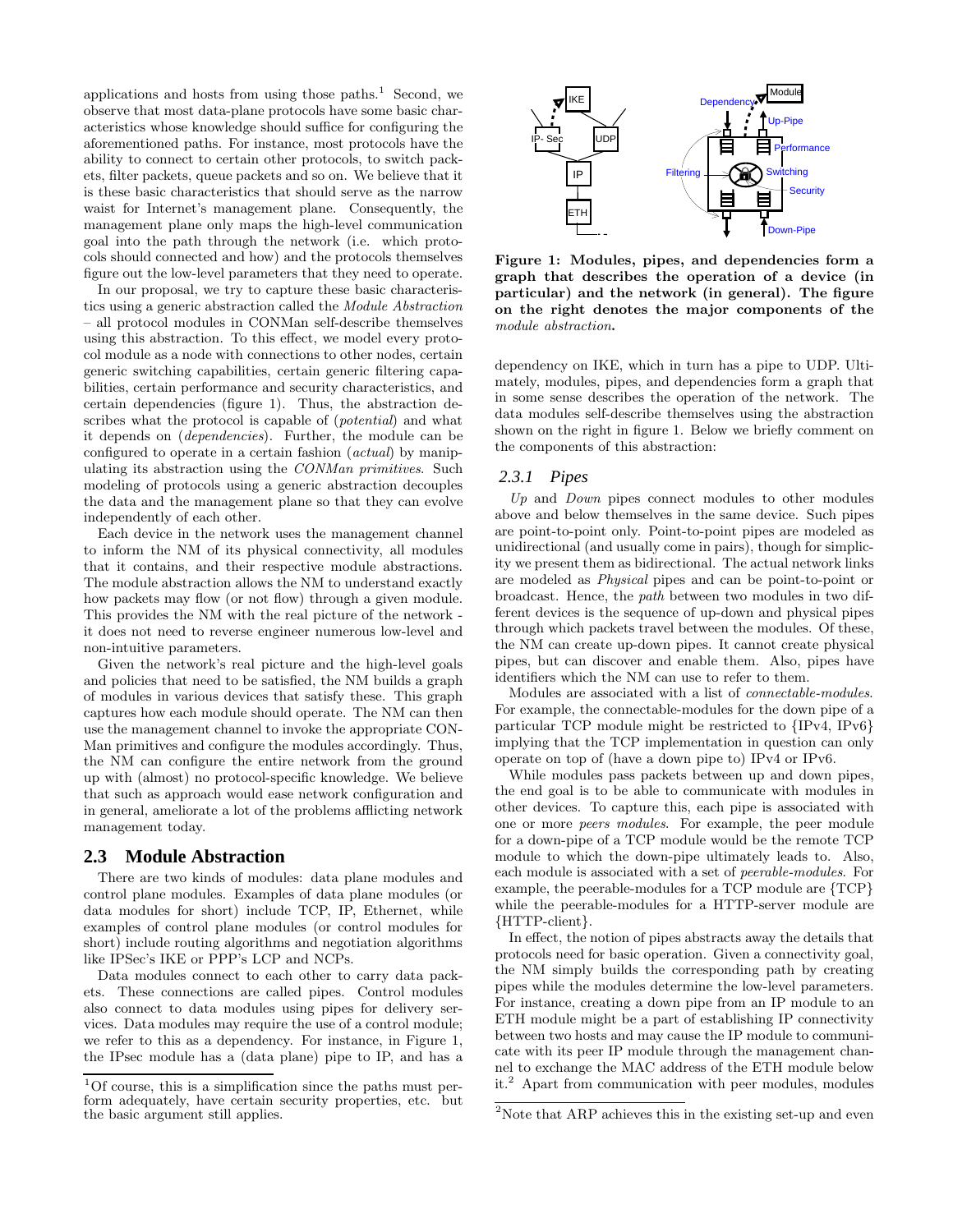applications and hosts from using those paths.[1] Second, we observe that most data-plane protocols have some basic characteristics whose knowledge should suffice for configuring the aforementioned paths. For instance, most protocols have the ability to connect to certain other protocols, to switch packets, filter packets, queue packets and so on. We believe that it is these basic characteristics that should serve as the narrow waist for Internet's management plane. Consequently, the management plane only maps the high-level communication goal into the path through the network (i.e. which protocols should connected and how) and the protocols themselves figure out the low-level parameters that they need to operate.

In our proposal, we try to capture these basic characteristics using a generic abstraction called the *Module Abstraction* – all protocol modules in CONMan self-describe themselves using this abstraction. To this effect, we model every protocol module as a node with connections to other nodes, certain generic switching capabilities, certain generic filtering capabilities, certain performance and security characteristics, and certain dependencies (figure 1). Thus, the abstraction describes what the protocol is capable of (*potential*) and what it depends on (*dependencies*). Further, the module can be configured to operate in a certain fashion (*actual*) by manipulating its abstraction using the *CONMan primitives*. Such modeling of protocols using a generic abstraction decouples the data and the management plane so that they can evolve independently of each other.

Each device in the network uses the management channel to inform the NM of its physical connectivity, all modules that it contains, and their respective module abstractions. The module abstraction allows the NM to understand exactly how packets may flow (or not flow) through a given module. This provides the NM with the real picture of the network - it does not need to reverse engineer numerous low-level and non-intuitive parameters.

Given the network's real picture and the high-level goals and policies that need to be satisfied, the NM builds a graph of modules in various devices that satisfy these. This graph captures how each module should operate. The NM can then use the management channel to invoke the appropriate CONMan primitives and configure the modules accordingly. Thus, the NM can configure the entire network from the ground up with (almost) no protocol-specific knowledge. We believe that such as approach would ease network configuration and in general, ameliorate a lot of the problems afflicting network management today.

## 2.3 Module Abstraction

There are two kinds of modules: data plane modules and control plane modules. Examples of data plane modules (or data modules for short) include TCP, IP, Ethernet, while examples of control plane modules (or control modules for short) include routing algorithms and negotiation algorithms like IPSec's IKE or PPP's LCP and NCPs.

Data modules connect to each other to carry data packets. These connections are called pipes. Control modules also connect to data modules using pipes for delivery services. Data modules may require the use of a control module; we refer to this as a dependency. For instance, in Figure 1, the IPsec module has a (data plane) pipe to IP, and has a dependency on IKE, which in turn has a pipe to UDP. Ultimately, modules, pipes, and dependencies form a graph that in some sense describes the operation of the network. The data modules self-describe themselves using the abstraction shown on the right in figure 1. Below we briefly comment on the components of this abstraction:

IKE
IP- Sec
UDP
IP
ETH
Module
Dependency
Up-Pipe
Performance
Filtering
Switching
Security
Down-Pipe

**Figure 1: Modules, pipes, and dependencies form a graph that describes the operation of a device (in particular) and the network (in general). The figure on the right denotes the major components of the *module abstraction*.**

### 2.3.1 Pipes

*Up* and *Down* pipes connect modules to other modules above and below themselves in the same device. Such pipes are point-to-point only. Point-to-point pipes are modeled as unidirectional (and usually come in pairs), though for simplicity we present them as bidirectional. The actual network links are modeled as *Physical* pipes and can be point-to-point or broadcast. Hence, the *path* between two modules in two different devices is the sequence of up-down and physical pipes through which packets travel between the modules. Of these, the NM can create up-down pipes. It cannot create physical pipes, but can discover and enable them. Also, pipes have identifiers which the NM can use to refer to them.

Modules are associated with a list of *connectable-modules*. For example, the connectable-modules for the down pipe of a particular TCP module might be restricted to {IPv4, IPv6} implying that the TCP implementation in question can only operate on top of (have a down pipe to) IPv4 or IPv6.

While modules pass packets between up and down pipes, the end goal is to be able to communicate with modules in other devices. To capture this, each pipe is associated with one or more *peers modules*. For example, the peer module for a down-pipe of a TCP module would be the remote TCP module to which the down-pipe ultimately leads to. Also, each module is associated with a set of *peerable-modules*. For example, the peerable-modules for a TCP module are {TCP} while the peerable-modules for a HTTP-server module are {HTTP-client}.

In effect, the notion of pipes abstracts away the details that protocols need for basic operation. Given a connectivity goal, the NM simply builds the corresponding path by creating pipes while the modules determine the low-level parameters. For instance, creating a down pipe from an IP module to an ETH module might be a part of establishing IP connectivity between two hosts and may cause the IP module to communicate with its peer IP module through the management channel to exchange the MAC address of the ETH module below it.[2] Apart from communication with peer modules, modules

[1]Of course, this is a simplification since the paths must perform adequately, have certain security properties, etc. but the basic argument still applies.

[2]Note that ARP achieves this in the existing set-up and even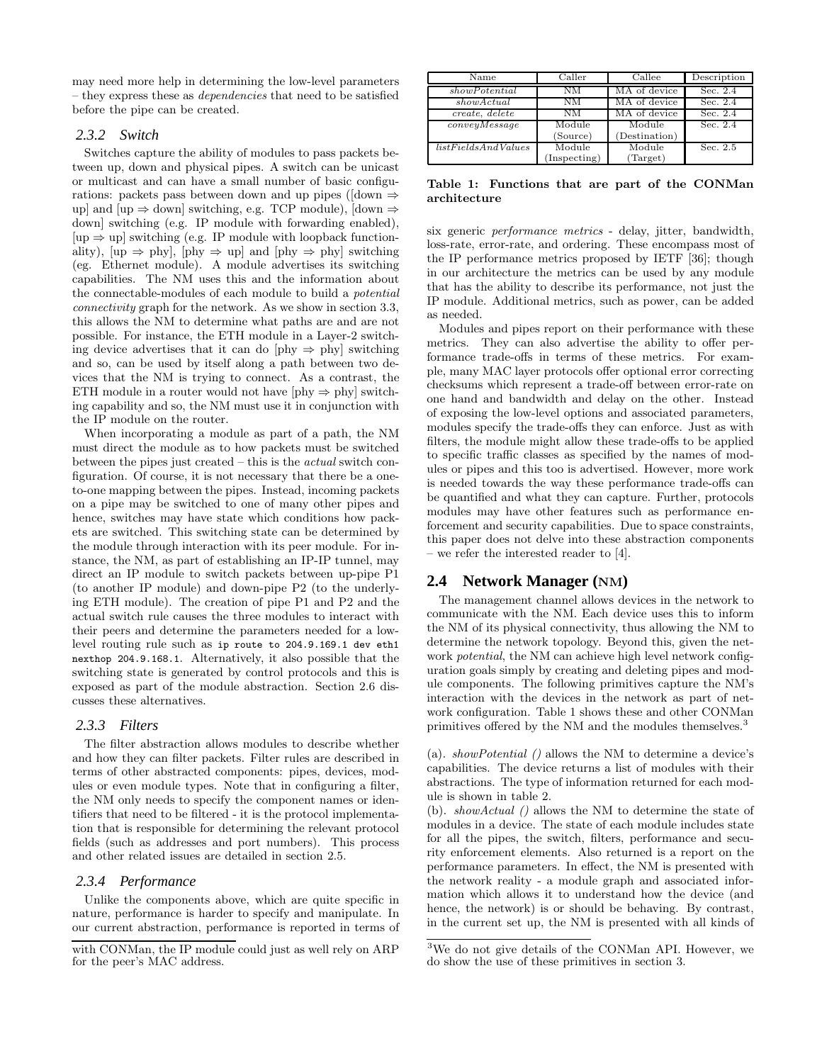may need more help in determining the low-level parameters – they express these as *dependencies* that need to be satisfied before the pipe can be created.

### 2.3.2 Switch

Switches capture the ability of modules to pass packets between up, down and physical pipes. A switch can be unicast or multicast and can have a small number of basic configurations: packets pass between down and up pipes ([down ⇒ up] and [up ⇒ down] switching, e.g. TCP module), [down ⇒ down] switching (e.g. IP module with forwarding enabled), [up ⇒ up] switching (e.g. IP module with loopback functionality), [up ⇒ phy], [phy ⇒ up] and [phy ⇒ phy] switching (eg. Ethernet module). A module advertises its switching capabilities. The NM uses this and the information about the connectable-modules of each module to build a *potential connectivity* graph for the network. As we show in section 3.3, this allows the NM to determine what paths are and are not possible. For instance, the ETH module in a Layer-2 switching device advertises that it can do [phy ⇒ phy] switching and so, can be used by itself along a path between two devices that the NM is trying to connect. As a contrast, the ETH module in a router would not have [phy ⇒ phy] switching capability and so, the NM must use it in conjunction with the IP module on the router.

When incorporating a module as part of a path, the NM must direct the module as to how packets must be switched between the pipes just created – this is the *actual* switch configuration. Of course, it is not necessary that there be a one-to-one mapping between the pipes. Instead, incoming packets on a pipe may be switched to one of many other pipes and hence, switches may have state which conditions how packets are switched. This switching state can be determined by the module through interaction with its peer module. For instance, the NM, as part of establishing an IP-IP tunnel, may direct an IP module to switch packets between up-pipe P1 (to another IP module) and down-pipe P2 (to the underlying ETH module). The creation of pipe P1 and P2 and the actual switch rule causes the three modules to interact with their peers and determine the parameters needed for a low-level routing rule such as `ip route to 204.9.169.1 dev eth1 nexthop 204.9.168.1`. Alternatively, it also possible that the switching state is generated by control protocols and this is exposed as part of the module abstraction. Section 2.6 discusses these alternatives.

### 2.3.3 Filters

The filter abstraction allows modules to describe whether and how they can filter packets. Filter rules are described in terms of other abstracted components: pipes, devices, modules or even module types. Note that in configuring a filter, the NM only needs to specify the component names or identifiers that need to be filtered - it is the protocol implementation that is responsible for determining the relevant protocol fields (such as addresses and port numbers). This process and other related issues are detailed in section 2.5.

### 2.3.4 Performance

Unlike the components above, which are quite specific in nature, performance is harder to specify and manipulate. In our current abstraction, performance is reported in terms of six generic *performance metrics* - delay, jitter, bandwidth, loss-rate, error-rate, and ordering. These encompass most of the IP performance metrics proposed by IETF [36]; though in our architecture the metrics can be used by any module that has the ability to describe its performance, not just the IP module. Additional metrics, such as power, can be added as needed.

Modules and pipes report on their performance with these metrics. They can also advertise the ability to offer performance trade-offs in terms of these metrics. For example, many MAC layer protocols offer optional error correcting checksums which represent a trade-off between error-rate on one hand and bandwidth and delay on the other. Instead of exposing the low-level options and associated parameters, modules specify the trade-offs they can enforce. Just as with filters, the module might allow these trade-offs to be applied to specific traffic classes as specified by the names of modules or pipes and this too is advertised. However, more work is needed towards the way these performance trade-offs can be quantified and what they can capture. Further, protocols modules may have other features such as performance enforcement and security capabilities. Due to space constraints, this paper does not delve into these abstraction components – we refer the interested reader to [4].

with CONMan, the IP module could just as well rely on ARP for the peer's MAC address.

| Name | Caller | Callee | Description |
|---|---|---|---|
| *showPotential* | NM | MA of device | Sec. 2.4 |
| *showActual* | NM | MA of device | Sec. 2.4 |
| *create, delete* | NM | MA of device | Sec. 2.4 |
| *conveyMessage* | Module (Source) | Module (Destination) | Sec. 2.4 |
| *listFieldsAndValues* | Module (Inspecting) | Module (Target) | Sec. 2.5 |

**Table 1: Functions that are part of the CONMan architecture**

## 2.4 Network Manager (NM)

The management channel allows devices in the network to communicate with the NM. Each device uses this to inform the NM of its physical connectivity, thus allowing the NM to determine the network topology. Beyond this, given the network *potential*, the NM can achieve high level network configuration goals simply by creating and deleting pipes and module components. The following primitives capture the NM's interaction with the devices in the network as part of network configuration. Table 1 shows these and other CONMan primitives offered by the NM and the modules themselves.[3]

(a). *showPotential ()* allows the NM to determine a device's capabilities. The device returns a list of modules with their abstractions. The type of information returned for each module is shown in table 2.

(b). *showActual ()* allows the NM to determine the state of modules in a device. The state of each module includes state for all the pipes, the switch, filters, performance and security enforcement elements. Also returned is a report on the performance parameters. In effect, the NM is presented with the network reality - a module graph and associated information which allows it to understand how the device (and hence, the network) is or should be behaving. By contrast, in the current set up, the NM is presented with all kinds of

[3]We do not give details of the CONMan API. However, we do show the use of these primitives in section 3.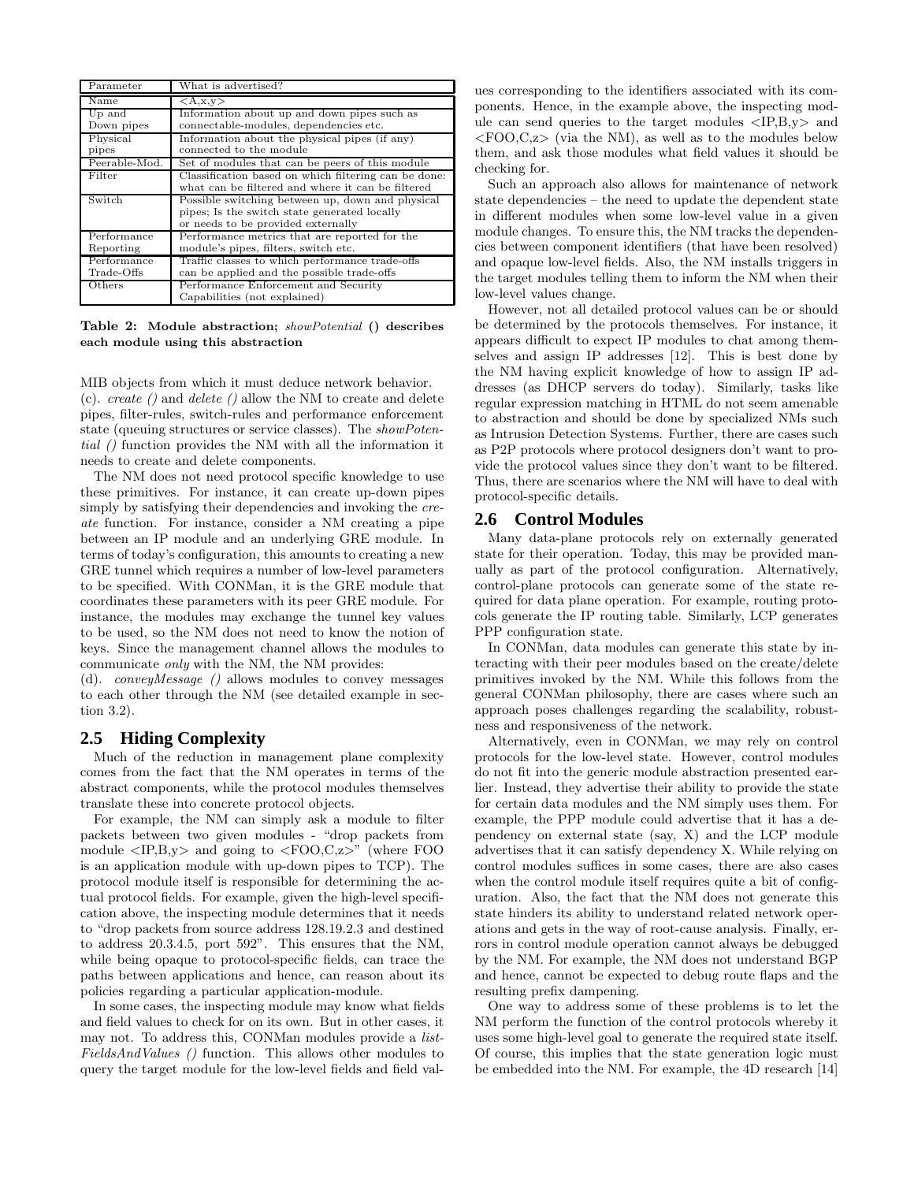| Parameter | What is advertised? |
| --- | --- |
| Name | <A,x,y> |
| Up and Down pipes | Information about up and down pipes such as connectable-modules, dependencies etc. |
| Physical pipes | Information about the physical pipes (if any) connected to the module |
| Peerable-Mod. | Set of modules that can be peers of this module |
| Filter | Classification based on which filtering can be done: what can be filtered and where it can be filtered |
| Switch | Possible switching between up, down and physical pipes; Is the switch state generated locally or needs to be provided externally |
| Performance Reporting | Performance metrics that are reported for the module's pipes, filters, switch etc. |
| Performance Trade-Offs | Traffic classes to which performance trade-offs can be applied and the possible trade-offs |
| Others | Performance Enforcement and Security Capabilities (not explained) |

**Table 2: Module abstraction;** ***showPotential*** **() describes each module using this abstraction**

MIB objects from which it must deduce network behavior.

(c). *create ()* and *delete ()* allow the NM to create and delete pipes, filter-rules, switch-rules and performance enforcement state (queuing structures or service classes). The *showPotential ()* function provides the NM with all the information it needs to create and delete components.

The NM does not need protocol specific knowledge to use these primitives. For instance, it can create up-down pipes simply by satisfying their dependencies and invoking the *create* function. For instance, consider a NM creating a pipe between an IP module and an underlying GRE module. In terms of today's configuration, this amounts to creating a new GRE tunnel which requires a number of low-level parameters to be specified. With CONMan, it is the GRE module that coordinates these parameters with its peer GRE module. For instance, the modules may exchange the tunnel key values to be used, so the NM does not need to know the notion of keys. Since the management channel allows the modules to communicate *only* with the NM, the NM provides:

(d). *conveyMessage ()* allows modules to convey messages to each other through the NM (see detailed example in section 3.2).

## 2.5 Hiding Complexity

Much of the reduction in management plane complexity comes from the fact that the NM operates in terms of the abstract components, while the protocol modules themselves translate these into concrete protocol objects.

For example, the NM can simply ask a module to filter packets between two given modules - "drop packets from module <IP,B,y> and going to <FOO,C,z>" (where FOO is an application module with up-down pipes to TCP). The protocol module itself is responsible for determining the actual protocol fields. For example, given the high-level specification above, the inspecting module determines that it needs to "drop packets from source address 128.19.2.3 and destined to address 20.3.4.5, port 592". This ensures that the NM, while being opaque to protocol-specific fields, can trace the paths between applications and hence, can reason about its policies regarding a particular application-module.

In some cases, the inspecting module may know what fields and field values to check for on its own. But in other cases, it may not. To address this, CONMan modules provide a *listFieldsAndValues ()* function. This allows other modules to query the target module for the low-level fields and field values corresponding to the identifiers associated with its components. Hence, in the example above, the inspecting module can send queries to the target modules <IP,B,y> and <FOO,C,z> (via the NM), as well as to the modules below them, and ask those modules what field values it should be checking for.

Such an approach also allows for maintenance of network state dependencies – the need to update the dependent state in different modules when some low-level value in a given module changes. To ensure this, the NM tracks the dependencies between component identifiers (that have been resolved) and opaque low-level fields. Also, the NM installs triggers in the target modules telling them to inform the NM when their low-level values change.

However, not all detailed protocol values can be or should be determined by the protocols themselves. For instance, it appears difficult to expect IP modules to chat among themselves and assign IP addresses [12]. This is best done by the NM having explicit knowledge of how to assign IP addresses (as DHCP servers do today). Similarly, tasks like regular expression matching in HTML do not seem amenable to abstraction and should be done by specialized NMs such as Intrusion Detection Systems. Further, there are cases such as P2P protocols where protocol designers don't want to provide the protocol values since they don't want to be filtered. Thus, there are scenarios where the NM will have to deal with protocol-specific details.

## 2.6 Control Modules

Many data-plane protocols rely on externally generated state for their operation. Today, this may be provided manually as part of the protocol configuration. Alternatively, control-plane protocols can generate some of the state required for data plane operation. For example, routing protocols generate the IP routing table. Similarly, LCP generates PPP configuration state.

In CONMan, data modules can generate this state by interacting with their peer modules based on the create/delete primitives invoked by the NM. While this follows from the general CONMan philosophy, there are cases where such an approach poses challenges regarding the scalability, robustness and responsiveness of the network.

Alternatively, even in CONMan, we may rely on control protocols for the low-level state. However, control modules do not fit into the generic module abstraction presented earlier. Instead, they advertise their ability to provide the state for certain data modules and the NM simply uses them. For example, the PPP module could advertise that it has a dependency on external state (say, X) and the LCP module advertises that it can satisfy dependency X. While relying on control modules suffices in some cases, there are also cases when the control module itself requires quite a bit of configuration. Also, the fact that the NM does not generate this state hinders its ability to understand related network operations and gets in the way of root-cause analysis. Finally, errors in control module operation cannot always be debugged by the NM. For example, the NM does not understand BGP and hence, cannot be expected to debug route flaps and the resulting prefix dampening.

One way to address some of these problems is to let the NM perform the function of the control protocols whereby it uses some high-level goal to generate the required state itself. Of course, this implies that the state generation logic must be embedded into the NM. For example, the 4D research [14]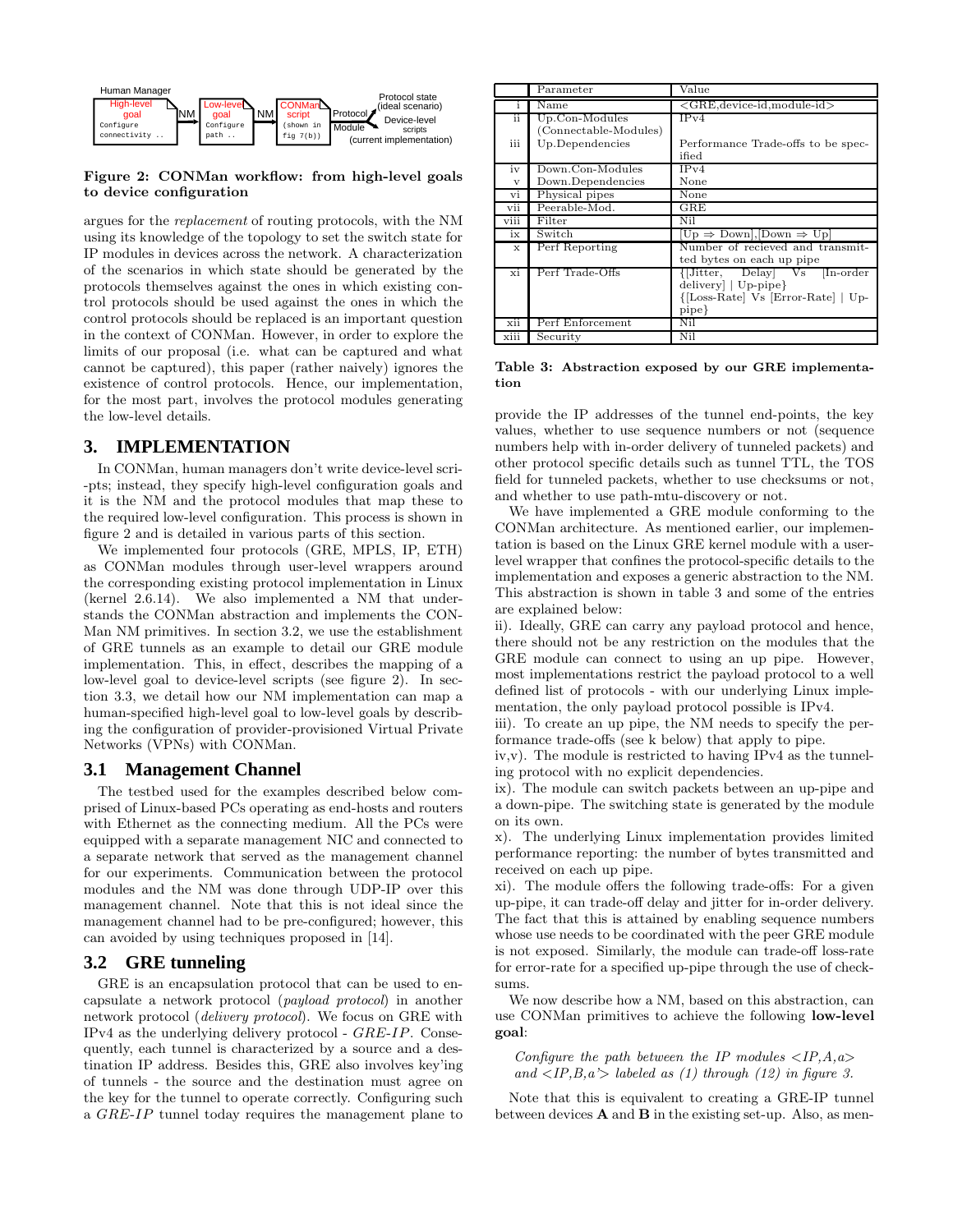Human Manager

High-level goal
Configure connectivity ..

NM

Low-level goal
Configure path ..

NM

CONMan script
(shown in fig 7(b))

Protocol Module

Protocol state (ideal scenario)

Device-level scripts (current implementation)

**Figure 2: CONMan workflow: from high-level goals to device configuration**

argues for the *replacement* of routing protocols, with the NM using its knowledge of the topology to set the switch state for IP modules in devices across the network. A characterization of the scenarios in which state should be generated by the protocols themselves against the ones in which existing control protocols should be used against the ones in which the control protocols should be replaced is an important question in the context of CONMan. However, in order to explore the limits of our proposal (i.e. what can be captured and what cannot be captured), this paper (rather naively) ignores the existence of control protocols. Hence, our implementation, for the most part, involves the protocol modules generating the low-level details.

## 3. IMPLEMENTATION

In CONMan, human managers don't write device-level scri--pts; instead, they specify high-level configuration goals and it is the NM and the protocol modules that map these to the required low-level configuration. This process is shown in figure 2 and is detailed in various parts of this section.

We implemented four protocols (GRE, MPLS, IP, ETH) as CONMan modules through user-level wrappers around the corresponding existing protocol implementation in Linux (kernel 2.6.14). We also implemented a NM that understands the CONMan abstraction and implements the CONMan NM primitives. In section 3.2, we use the establishment of GRE tunnels as an example to detail our GRE module implementation. This, in effect, describes the mapping of a low-level goal to device-level scripts (see figure 2). In section 3.3, we detail how our NM implementation can map a human-specified high-level goal to low-level goals by describing the configuration of provider-provisioned Virtual Private Networks (VPNs) with CONMan.

### 3.1 Management Channel

The testbed used for the examples described below comprised of Linux-based PCs operating as end-hosts and routers with Ethernet as the connecting medium. All the PCs were equipped with a separate management NIC and connected to a separate network that served as the management channel for our experiments. Communication between the protocol modules and the NM was done through UDP-IP over this management channel. Note that this is not ideal since the management channel had to be pre-configured; however, this can avoided by using techniques proposed in [14].

### 3.2 GRE tunneling

GRE is an encapsulation protocol that can be used to encapsulate a network protocol (*payload protocol*) in another network protocol (*delivery protocol*). We focus on GRE with IPv4 as the underlying delivery protocol - *GRE-IP*. Consequently, each tunnel is characterized by a source and a destination IP address. Besides this, GRE also involves key'ing of tunnels - the source and the destination must agree on the key for the tunnel to operate correctly. Configuring such a *GRE-IP* tunnel today requires the management plane to provide the IP addresses of the tunnel end-points, the key values, whether to use sequence numbers or not (sequence numbers help with in-order delivery of tunneled packets) and other protocol specific details such as tunnel TTL, the TOS field for tunneled packets, whether to use checksums or not, and whether to use path-mtu-discovery or not.

| | Parameter | Value |
|---|---|---|
| i | Name | <GRE,device-id,module-id> |
| ii | Up.Con-Modules (Connectable-Modules) | IPv4 |
| iii | Up.Dependencies | Performance Trade-offs to be specified |
| iv | Down.Con-Modules | IPv4 |
| v | Down.Dependencies | None |
| vi | Physical pipes | None |
| vii | Peerable-Mod. | GRE |
| viii | Filter | Nil |
| ix | Switch | [Up ⇒ Down],[Down ⇒ Up] |
| x | Perf Reporting | Number of recieved and transmitted bytes on each up pipe |
| xi | Perf Trade-Offs | {[Jitter, Delay] Vs [In-order delivery] \| Up-pipe} {[Loss-Rate] Vs [Error-Rate] \| Up-pipe} |
| xii | Perf Enforcement | Nil |
| xiii | Security | Nil |

**Table 3: Abstraction exposed by our GRE implementation**

We have implemented a GRE module conforming to the CONMan architecture. As mentioned earlier, our implementation is based on the Linux GRE kernel module with a user-level wrapper that confines the protocol-specific details to the implementation and exposes a generic abstraction to the NM. This abstraction is shown in table 3 and some of the entries are explained below:

ii). Ideally, GRE can carry any payload protocol and hence, there should not be any restriction on the modules that the GRE module can connect to using an up pipe. However, most implementations restrict the payload protocol to a well defined list of protocols - with our underlying Linux implementation, the only payload protocol possible is IPv4.

iii). To create an up pipe, the NM needs to specify the performance trade-offs (see k below) that apply to pipe.

iv,v). The module is restricted to having IPv4 as the tunneling protocol with no explicit dependencies.

ix). The module can switch packets between an up-pipe and a down-pipe. The switching state is generated by the module on its own.

x). The underlying Linux implementation provides limited performance reporting: the number of bytes transmitted and received on each up pipe.

xi). The module offers the following trade-offs: For a given up-pipe, it can trade-off delay and jitter for in-order delivery. The fact that this is attained by enabling sequence numbers whose use needs to be coordinated with the peer GRE module is not exposed. Similarly, the module can trade-off loss-rate for error-rate for a specified up-pipe through the use of checksums.

We now describe how a NM, based on this abstraction, can use CONMan primitives to achieve the following **low-level goal**:

> *Configure the path between the IP modules <IP,A,a> and <IP,B,a'> labeled as (1) through (12) in figure 3.*

Note that this is equivalent to creating a GRE-IP tunnel between devices **A** and **B** in the existing set-up. Also, as men-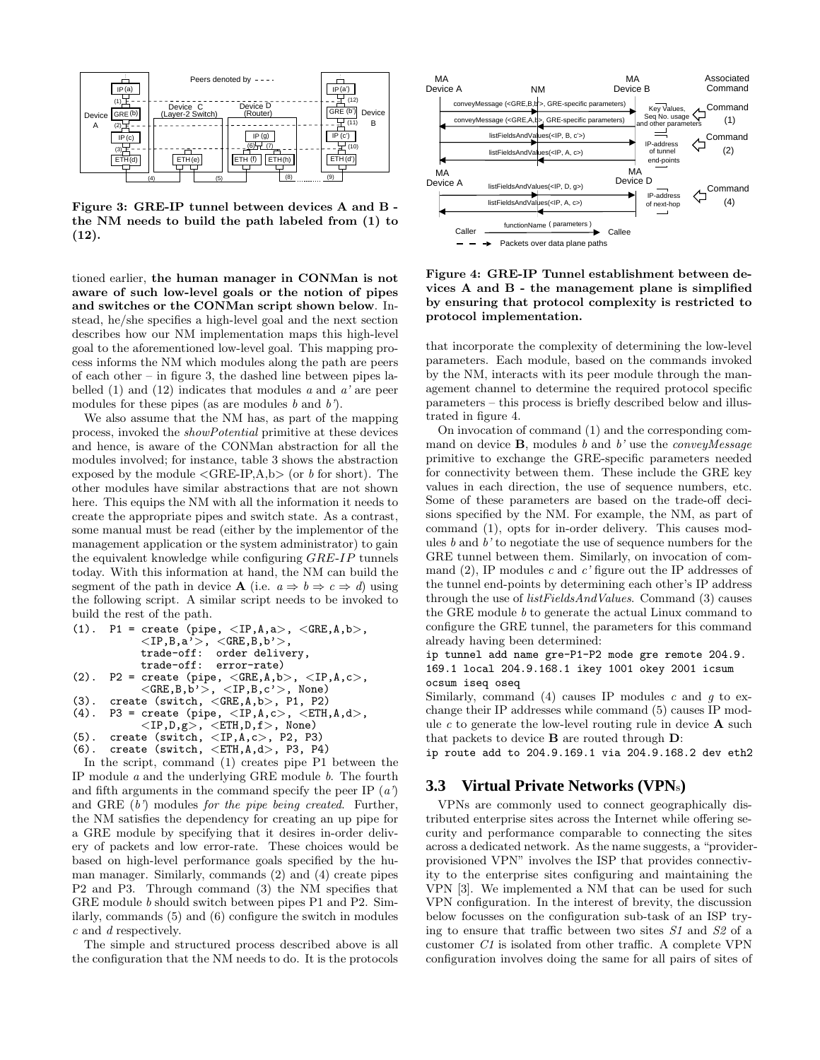Figure 3: GRE-IP tunnel between devices A and B - the NM needs to build the path labeled from (1) to (12).

tioned earlier, **the human manager in CONMan is not aware of such low-level goals or the notion of pipes and switches or the CONMan script shown below**. Instead, he/she specifies a high-level goal and the next section describes how our NM implementation maps this high-level goal to the aforementioned low-level goal. This mapping process informs the NM which modules along the path are peers of each other – in figure 3, the dashed line between pipes labelled (1) and (12) indicates that modules *a* and *a'* are peer modules for these pipes (as are modules *b* and *b'*).

We also assume that the NM has, as part of the mapping process, invoked the *showPotential* primitive at these devices and hence, is aware of the CONMan abstraction for all the modules involved; for instance, table 3 shows the abstraction exposed by the module <GRE-IP,A,b> (or *b* for short). The other modules have similar abstractions that are not shown here. This equips the NM with all the information it needs to create the appropriate pipes and switch state. As a contrast, some manual must be read (either by the implementor of the management application or the system administrator) to gain the equivalent knowledge while configuring *GRE-IP* tunnels today. With this information at hand, the NM can build the segment of the path in device **A** (i.e. $a \Rightarrow b \Rightarrow c \Rightarrow d$) using the following script. A similar script needs to be invoked to build the rest of the path.

```
(1).  P1 = create (pipe, <IP,A,a>, <GRE,A,b>,
           <IP,B,a'>, <GRE,B,b'>,
           trade-off:  order delivery,
           trade-off:  error-rate)
(2).  P2 = create (pipe, <GRE,A,b>, <IP,A,c>,
           <GRE,B,b'>, <IP,B,c'>, None)
(3).  create (switch, <GRE,A,b>, P1, P2)
(4).  P3 = create (pipe, <IP,A,c>, <ETH,A,d>,
           <IP,D,g>, <ETH,D,f>, None)
(5).  create (switch, <IP,A,c>, P2, P3)
(6).  create (switch, <ETH,A,d>, P3, P4)
```

In the script, command (1) creates pipe P1 between the IP module *a* and the underlying GRE module *b*. The fourth and fifth arguments in the command specify the peer IP (*a'*) and GRE (*b'*) modules *for the pipe being created*. Further, the NM satisfies the dependency for creating an up pipe for a GRE module by specifying that it desires in-order delivery of packets and low error-rate. These choices would be based on high-level performance goals specified by the human manager. Similarly, commands (2) and (4) create pipes P2 and P3. Through command (3) the NM specifies that GRE module *b* should switch between pipes P1 and P2. Similarly, commands (5) and (6) configure the switch in modules *c* and *d* respectively.

The simple and structured process described above is all the configuration that the NM needs to do. It is the protocols that incorporate the complexity of determining the low-level parameters. Each module, based on the commands invoked by the NM, interacts with its peer module through the management channel to determine the required protocol specific parameters – this process is briefly described below and illustrated in figure 4.

Figure 4: GRE-IP Tunnel establishment between devices A and B - the management plane is simplified by ensuring that protocol complexity is restricted to protocol implementation.

On invocation of command (1) and the corresponding command on device **B**, modules *b* and *b'* use the *conveyMessage* primitive to exchange the GRE-specific parameters needed for connectivity between them. These include the GRE key values in each direction, the use of sequence numbers, etc. Some of these parameters are based on the trade-off decisions specified by the NM. For example, the NM, as part of command (1), opts for in-order delivery. This causes modules *b* and *b'* to negotiate the use of sequence numbers for the GRE tunnel between them. Similarly, on invocation of command (2), IP modules *c* and *c'* figure out the IP addresses of the tunnel end-points by determining each other's IP address through the use of *listFieldsAndValues*. Command (3) causes the GRE module *b* to generate the actual Linux command to configure the GRE tunnel, the parameters for this command already having been determined:

```
ip tunnel add name gre-P1-P2 mode gre remote 204.9.
169.1 local 204.9.168.1 ikey 1001 okey 2001 icsum
ocsum iseq oseq
```

Similarly, command (4) causes IP modules *c* and *g* to exchange their IP addresses while command (5) causes IP module *c* to generate the low-level routing rule in device **A** such that packets to device **B** are routed through **D**:

```
ip route add to 204.9.169.1 via 204.9.168.2 dev eth2
```

## 3.3 Virtual Private Networks (VPNs)

VPNs are commonly used to connect geographically distributed enterprise sites across the Internet while offering security and performance comparable to connecting the sites across a dedicated network. As the name suggests, a "provider-provisioned VPN" involves the ISP that provides connectivity to the enterprise sites configuring and maintaining the VPN [3]. We implemented a NM that can be used for such VPN configuration. In the interest of brevity, the discussion below focusses on the configuration sub-task of an ISP trying to ensure that traffic between two sites *S1* and *S2* of a customer *C1* is isolated from other traffic. A complete VPN configuration involves doing the same for all pairs of sites of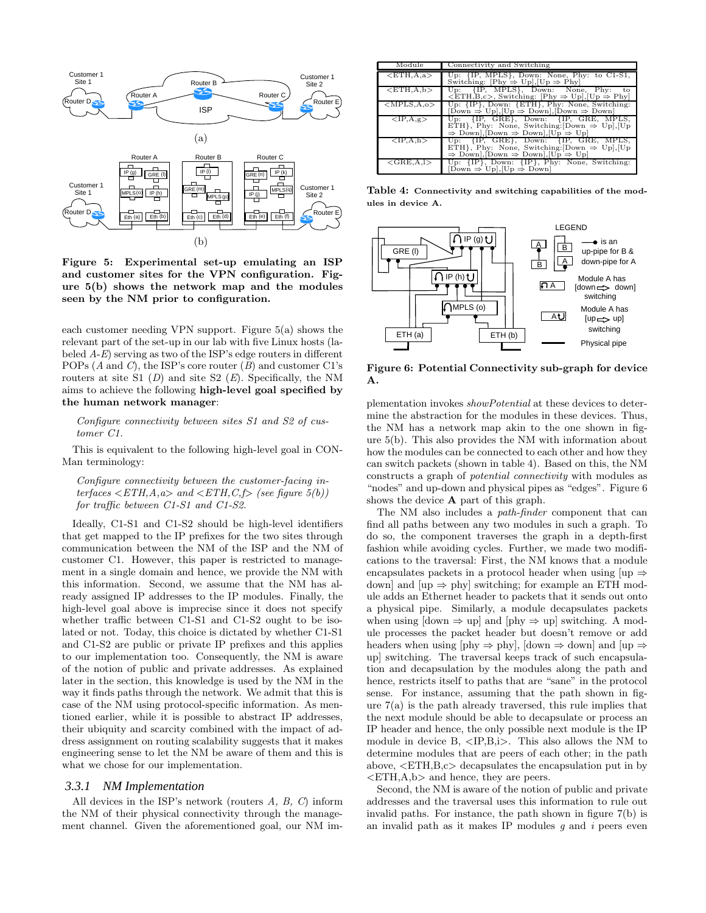Figure 5: Experimental set-up emulating an ISP and customer sites for the VPN configuration. Figure 5(b) shows the network map and the modules seen by the NM prior to configuration.

each customer needing VPN support. Figure 5(a) shows the relevant part of the set-up in our lab with five Linux hosts (labeled *A-E*) serving as two of the ISP's edge routers in different POPs (*A* and *C*), the ISP's core router (*B*) and customer C1's routers at site S1 (*D*) and site S2 (*E*). Specifically, the NM aims to achieve the following **high-level goal specified by the human network manager**:

> *Configure connectivity between sites S1 and S2 of customer C1.*

This is equivalent to the following high-level goal in CONMan terminology:

> *Configure connectivity between the customer-facing interfaces <ETH,A,a> and <ETH,C,f> (see figure 5(b)) for traffic between C1-S1 and C1-S2.*

Ideally, C1-S1 and C1-S2 should be high-level identifiers that get mapped to the IP prefixes for the two sites through communication between the NM of the ISP and the NM of customer C1. However, this paper is restricted to management in a single domain and hence, we provide the NM with this information. Second, we assume that the NM has already assigned IP addresses to the IP modules. Finally, the high-level goal above is imprecise since it does not specify whether traffic between C1-S1 and C1-S2 ought to be isolated or not. Today, this choice is dictated by whether C1-S1 and C1-S2 are public or private IP prefixes and this applies to our implementation too. Consequently, the NM is aware of the notion of public and private addresses. As explained later in the section, this knowledge is used by the NM in the way it finds paths through the network. We admit that this is case of the NM using protocol-specific information. As mentioned earlier, while it is possible to abstract IP addresses, their ubiquity and scarcity combined with the impact of address assignment on routing scalability suggests that it makes engineering sense to let the NM be aware of them and this is what we chose for our implementation.

### 3.3.1 NM Implementation

All devices in the ISP's network (routers *A, B, C*) inform the NM of their physical connectivity through the management channel. Given the aforementioned goal, our NM implementation invokes *showPotential* at these devices to determine the abstraction for the modules in these devices. Thus, the NM has a network map akin to the one shown in figure 5(b). This also provides the NM with information about how the modules can be connected to each other and how they can switch packets (shown in table 4). Based on this, the NM constructs a graph of *potential connectivity* with modules as "nodes" and up-down and physical pipes as "edges". Figure 6 shows the device **A** part of this graph.

| Module | Connectivity and Switching |
|---|---|
| <ETH,A,a> | Up: {IP, MPLS}, Down: None, Phy: to C1-S1, Switching: [Phy ⇒ Up],[Up ⇒ Phy] |
| <ETH,A,b> | Up: {IP, MPLS}, Down: None, Phy: to <ETH,B,c>, Switching: [Phy ⇒ Up],[Up ⇒ Phy] |
| <MPLS,A,o> | Up: {IP}, Down: {ETH}, Phy: None, Switching: [Down ⇒ Up],[Up ⇒ Down],[Down ⇒ Down] |
| <IP,A,g> | Up: {IP, GRE}, Down: {IP, GRE, MPLS, ETH}, Phy: None, Switching:[Down ⇒ Up],[Up ⇒ Down],[Down ⇒ Down],[Up ⇒ Up] |
| <IP,A,h> | Up: {IP, GRE}, Down: {IP, GRE, MPLS, ETH}, Phy: None, Switching:[Down ⇒ Up],[Up ⇒ Down],[Down ⇒ Down],[Up ⇒ Up] |
| <GRE,A,l> | Up: {IP}, Down: {IP}, Phy: None, Switching: [Down ⇒ Up],[Up ⇒ Down] |

Table 4: Connectivity and switching capabilities of the modules in device A.

Figure 6: Potential Connectivity sub-graph for device A.

The NM also includes a *path-finder* component that can find all paths between any two modules in such a graph. To do so, the component traverses the graph in a depth-first fashion while avoiding cycles. Further, we made two modifications to the traversal: First, the NM knows that a module encapsulates packets in a protocol header when using [up ⇒ down] and [up ⇒ phy] switching; for example an ETH module adds an Ethernet header to packets that it sends out onto a physical pipe. Similarly, a module decapsulates packets when using [down ⇒ up] and [phy ⇒ up] switching. A module processes the packet header but doesn't remove or add headers when using [phy ⇒ phy], [down ⇒ down] and [up ⇒ up] switching. The traversal keeps track of such encapsulation and decapsulation by the modules along the path and hence, restricts itself to paths that are "sane" in the protocol sense. For instance, assuming that the path shown in figure 7(a) is the path already traversed, this rule implies that the next module should be able to decapsulate or process an IP header and hence, the only possible next module is the IP module in device B, <IP,B,i>. This also allows the NM to determine modules that are peers of each other; in the path above, <ETH,B,c> decapsulates the encapsulation put in by <ETH,A,b> and hence, they are peers.

Second, the NM is aware of the notion of public and private addresses and the traversal uses this information to rule out invalid paths. For instance, the path shown in figure 7(b) is an invalid path as it makes IP modules *g* and *i* peers even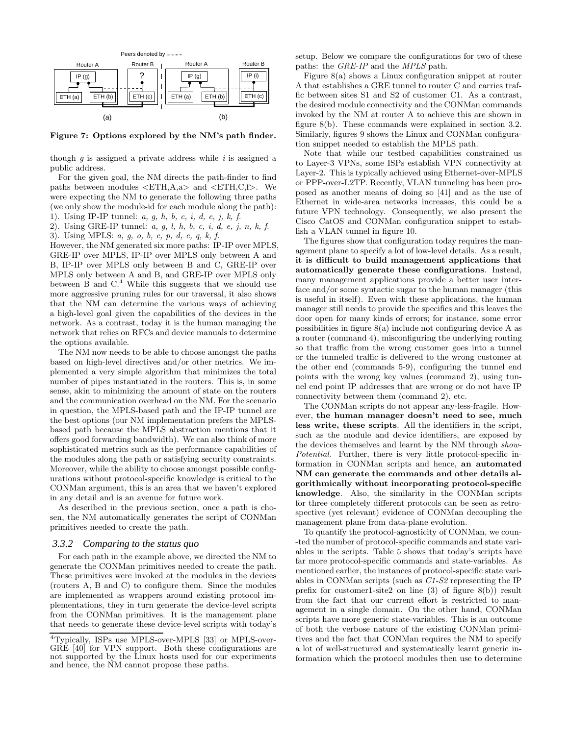Peers denoted by - - - -

Router A

Router B

IP (g)

?

ETH (a)

ETH (b)

ETH (c)

(a)

Router A

Router B

IP (g)

IP (i)

ETH (a)

ETH (b)

ETH (c)

(b)

**Figure 7: Options explored by the NM's path finder.**

though *g* is assigned a private address while *i* is assigned a public address.

For the given goal, the NM directs the path-finder to find paths between modules <ETH,A,a> and <ETH,C,f>. We were expecting the NM to generate the following three paths (we only show the module-id for each module along the path):
1). Using IP-IP tunnel: *a, g, h, b, c, i, d, e, j, k, f.*
2). Using GRE-IP tunnel: *a, g, l, h, b, c, i, d, e, j, n, k, f.*
3). Using MPLS: *a, g, o, b, c, p, d, e, q, k, f.*
However, the NM generated six more paths: IP-IP over MPLS, GRE-IP over MPLS, IP-IP over MPLS only between A and B, IP-IP over MPLS only between B and C, GRE-IP over MPLS only between A and B, and GRE-IP over MPLS only between B and C.[4] While this suggests that we should use more aggressive pruning rules for our traversal, it also shows that the NM can determine the various ways of achieving a high-level goal given the capabilities of the devices in the network. As a contrast, today it is the human managing the network that relies on RFCs and device manuals to determine the options available.

The NM now needs to be able to choose amongst the paths based on high-level directives and/or other metrics. We implemented a very simple algorithm that minimizes the total number of pipes instantiated in the routers. This is, in some sense, akin to minimizing the amount of state on the routers and the communication overhead on the NM. For the scenario in question, the MPLS-based path and the IP-IP tunnel are the best options (our NM implementation prefers the MPLS-based path because the MPLS abstraction mentions that it offers good forwarding bandwidth). We can also think of more sophisticated metrics such as the performance capabilities of the modules along the path or satisfying security constraints. Moreover, while the ability to choose amongst possible configurations without protocol-specific knowledge is critical to the CONMan argument, this is an area that we haven't explored in any detail and is an avenue for future work.

As described in the previous section, once a path is chosen, the NM automatically generates the script of CONMan primitives needed to create the path.

### 3.3.2 Comparing to the status quo

For each path in the example above, we directed the NM to generate the CONMan primitives needed to create the path. These primitives were invoked at the modules in the devices (routers A, B and C) to configure them. Since the modules are implemented as wrappers around existing protocol implementations, they in turn generate the device-level scripts from the CONMan primitives. It is the management plane that needs to generate these device-level scripts with today's setup. Below we compare the configurations for two of these paths: the *GRE-IP* and the *MPLS* path.

Figure 8(a) shows a Linux configuration snippet at router A that establishes a GRE tunnel to router C and carries traffic between sites S1 and S2 of customer C1. As a contrast, the desired module connectivity and the CONMan commands invoked by the NM at router A to achieve this are shown in figure 8(b). These commands were explained in section 3.2. Similarly, figures 9 shows the Linux and CONMan configuration snippet needed to establish the MPLS path.

Note that while our testbed capabilities constrained us to Layer-3 VPNs, some ISPs establish VPN connectivity at Layer-2. This is typically achieved using Ethernet-over-MPLS or PPP-over-L2TP. Recently, VLAN tunneling has been proposed as another means of doing so [41] and as the use of Ethernet in wide-area networks increases, this could be a future VPN technology. Consequently, we also present the Cisco CatOS and CONMan configuration snippet to establish a VLAN tunnel in figure 10.

The figures show that configuration today requires the management plane to specify a lot of low-level details. As a result, **it is difficult to build management applications that automatically generate these configurations**. Instead, many management applications provide a better user interface and/or some syntactic sugar to the human manager (this is useful in itself). Even with these applications, the human manager still needs to provide the specifics and this leaves the door open for many kinds of errors; for instance, some error possibilities in figure 8(a) include not configuring device A as a router (command 4), misconfiguring the underlying routing so that traffic from the wrong customer goes into a tunnel or the tunneled traffic is delivered to the wrong customer at the other end (commands 5-9), configuring the tunnel end points with the wrong key values (command 2), using tunnel end point IP addresses that are wrong or do not have IP connectivity between them (command 2), etc.

The CONMan scripts do not appear any-less-fragile. However, **the human manager doesn't need to see, much less write, these scripts**. All the identifiers in the script, such as the module and device identifiers, are exposed by the devices themselves and learnt by the NM through *show-Potential*. Further, there is very little protocol-specific information in CONMan scripts and hence, **an automated NM can generate the commands and other details algorithmically without incorporating protocol-specific knowledge**. Also, the similarity in the CONMan scripts for three completely different protocols can be seen as retrospective (yet relevant) evidence of CONMan decoupling the management plane from data-plane evolution.

To quantify the protocol-agnosticity of CONMan, we coun--ted the number of protocol-specific commands and state variables in the scripts. Table 5 shows that today's scripts have far more protocol-specific commands and state-variables. As mentioned earlier, the instances of protocol-specific state variables in CONMan scripts (such as *C1-S2* representing the IP prefix for customer1-site2 on line (3) of figure 8(b)) result from the fact that our current effort is restricted to management in a single domain. On the other hand, CONMan scripts have more generic state-variables. This is an outcome of both the verbose nature of the existing CONMan primitives and the fact that CONMan requires the NM to specify a lot of well-structured and systematically learnt generic information which the protocol modules then use to determine

[4]Typically, ISPs use MPLS-over-MPLS [33] or MPLS-over-GRE [40] for VPN support. Both these configurations are not supported by the Linux hosts used for our experiments and hence, the NM cannot propose these paths.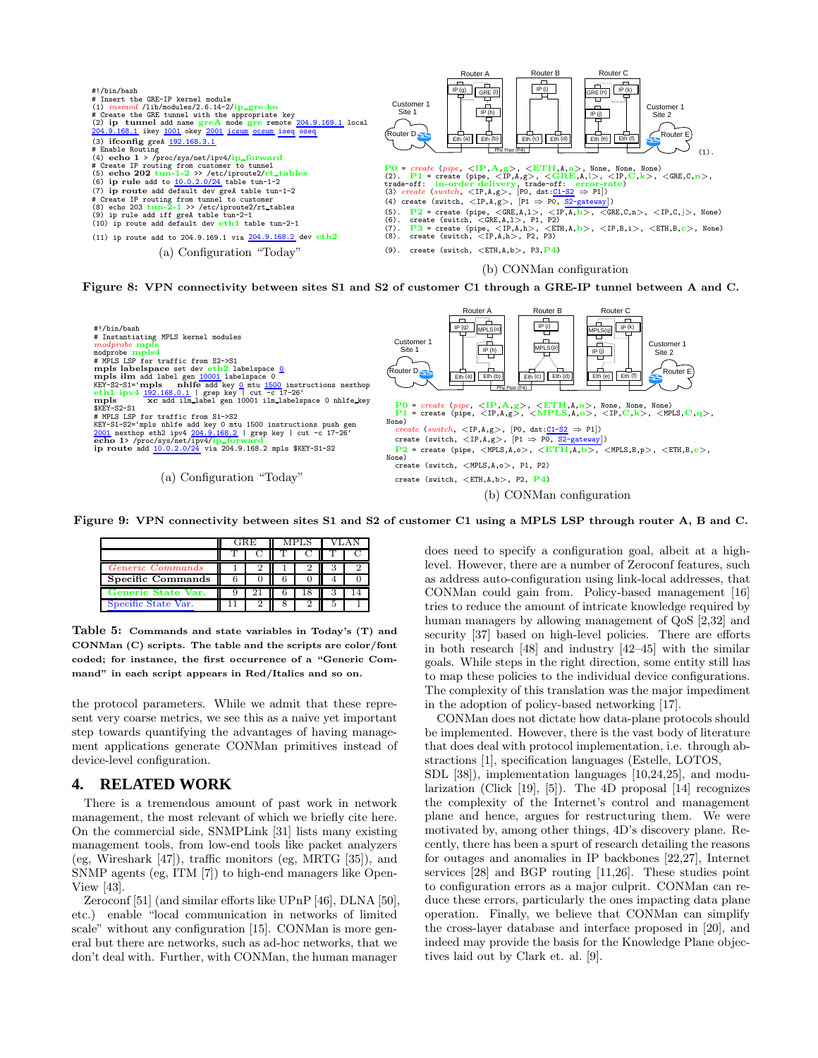```
#!/bin/bash
# Insert the GRE-IP kernel module
(1) insmod /lib/modules/2.6.14-2/ip_gre.ko
# Create the GRE tunnel with the appropriate key
(2) ip tunnel add name greA mode gre remote 204.9.169.1 local
204.9.168.1 ikey 1001 okey 2001 icsum ocsum iseq oseq
(3) ifconfig greA 192.168.3.1
# Enable Routing
(4) echo 1 > /proc/sys/net/ipv4/ip_forward
# Create IP routing from customer to tunnel
(5) echo 202 tun-1-2 >> /etc/iproute2/rt_tables
(6) ip rule add from 10.0.2.0/24 table tun-1-2
(7) ip route add default dev greA table tun-1-2
# Create IP routing from tunnel to customer
(8) echo 203 tun-2-1 >> /etc/iproute2/rt_tables
(9) ip rule add iff greA table tun-2-1
(10) ip route add default dev eth1 table tun-2-1
(11) ip route add to 204.9.169.1 via 204.9.168.2 dev eth2
```

(a) Configuration "Today"

```
P0 = create (pipe, <IP,A,g>, <ETH,A,a>, None, None, None)
(2). P1 = create (pipe, <IP,A,g>, <GRE,A,l>, <IP,C,k>, <GRE,C,n>,
trade-off: in-order delivery, trade-off: error-rate)
(3) create (switch, <IP,A,g>, [P0, dst:C1-S2 ⇒ P1])
(4) create (switch, <IP,A,g>, [P1 ⇒ P0, S2-gateway])
(5). P2 = create (pipe, <GRE,A,l>, <IP,A,h>, <GRE,C,n>, <IP,C,j>, None)
(6). create (switch, <GRE,A,l>, P1, P2)
(7). P3 = create (pipe, <IP,A,h>, <ETH,A,b>, <IP,B,i>, <ETH,B,c>, None)
(8). create (switch, <IP,A,h>, P2, P3)
(9). create (switch, <ETH,A,b>, P3,P4)
```

(b) CONMan configuration

**Figure 8: VPN connectivity between sites S1 and S2 of customer C1 through a GRE-IP tunnel between A and C.**

```
#!/bin/bash
# Instantiating MPLS kernel modules
modprobe mpls
modprobe mpls4
# MPLS LSP for traffic from S2->S1
mpls labelspace set dev eth2 labelspace 0
mpls ilm add label gen 10001 labelspace 0
KEY-S2-S1='mpls nhlfe add key 0 mtu 1500 instructions nexthop
eth1 ipv4 192.168.0.1 | grep key | cut -c 17-26'
mpls xc add ilm_label gen 10001 ilm_labelspace 0 nhlfe_key
$KEY-S2-S1
# MPLS LSP for traffic from S1->S2
KEY-S1-S2='mpls nhlfe add key 0 mtu 1500 instructions push gen
2001 nexthop eth2 ipv4 204.9.168.2 | grep key | cut -c 17-26'
echo 1> /proc/sys/net/ipv4/ip_forward
ip route add 10.0.2.0/24 via 204.9.168.2 mpls $KEY-S1-S2
```

(a) Configuration "Today"

```
P0 = create (pipe, <IP,A,g>, <ETH,A,a>, None, None, None)
P1 = create (pipe, <IP,A,g>, <MPLS,A,o>, <IP,C,k>, <MPLS,C,q>,
None)
create (switch, <IP,A,g>, [P0, dst:C1-S2 ⇒ P1])
create (switch, <IP,A,g>, [P1 ⇒ P0, S2-gateway])
P2 = create (pipe, <MPLS,A,o>, <ETH,A,b>, <MPLS,B,p>, <ETH,B,c>,
None)
create (switch, <MPLS,A,o>, P1, P2)
create (switch, <ETH,A,b>, P2, P4)
```

(b) CONMan configuration

**Figure 9: VPN connectivity between sites S1 and S2 of customer C1 using a MPLS LSP through router A, B and C.**

| | GRE | | MPLS | | VLAN | |
|---|---|---|---|---|---|---|
| | T | C | T | C | T | C |
| *Generic Commands* | 1 | 2 | 1 | 2 | 3 | 2 |
| **Specific Commands** | 6 | 0 | 6 | 0 | 4 | 0 |
| **Generic State Var.** | 9 | 21 | 6 | 18 | 3 | 14 |
| Specific State Var. | 11 | 2 | 8 | 2 | 5 | 1 |

**Table 5: Commands and state variables in Today's (T) and CONMan (C) scripts. The table and the scripts are color/font coded; for instance, the first occurrence of a "Generic Command" in each script appears in Red/Italics and so on.**

the protocol parameters. While we admit that these represent very coarse metrics, we see this as a naive yet important step towards quantifying the advantages of having management applications generate CONMan primitives instead of device-level configuration.

## 4. RELATED WORK

There is a tremendous amount of past work in network management, the most relevant of which we briefly cite here. On the commercial side, SNMPLink [31] lists many existing management tools, from low-end tools like packet analyzers (eg, Wireshark [47]), traffic monitors (eg, MRTG [35]), and SNMP agents (eg, ITM [7]) to high-end managers like OpenView [43].

Zeroconf [51] (and similar efforts like UPnP [46], DLNA [50], etc.) enable "local communication in networks of limited scale" without any configuration [15]. CONMan is more general but there are networks, such as ad-hoc networks, that we don't deal with. Further, with CONMan, the human manager does need to specify a configuration goal, albeit at a high-level. However, there are a number of Zeroconf features, such as address auto-configuration using link-local addresses, that CONMan could gain from. Policy-based management [16] tries to reduce the amount of intricate knowledge required by human managers by allowing management of QoS [2,32] and security [37] based on high-level policies. There are efforts in both research [48] and industry [42–45] with the similar goals. While steps in the right direction, some entity still has to map these policies to the individual device configurations. The complexity of this translation was the major impediment in the adoption of policy-based networking [17].

CONMan does not dictate how data-plane protocols should be implemented. However, there is the vast body of literature that does deal with protocol implementation, i.e. through abstractions [1], specification languages (Estelle, LOTOS, SDL [38]), implementation languages [10,24,25], and modularization (Click [19], [5]). The 4D proposal [14] recognizes the complexity of the Internet's control and management plane and hence, argues for restructuring them. We were motivated by, among other things, 4D's discovery plane. Recently, there has been a spurt of research detailing the reasons for outages and anomalies in IP backbones [22,27], Internet services [28] and BGP routing [11,26]. These studies point to configuration errors as a major culprit. CONMan can reduce these errors, particularly the ones impacting data plane operation. Finally, we believe that CONMan can simplify the cross-layer database and interface proposed in [20], and indeed may provide the basis for the Knowledge Plane objectives laid out by Clark et. al. [9].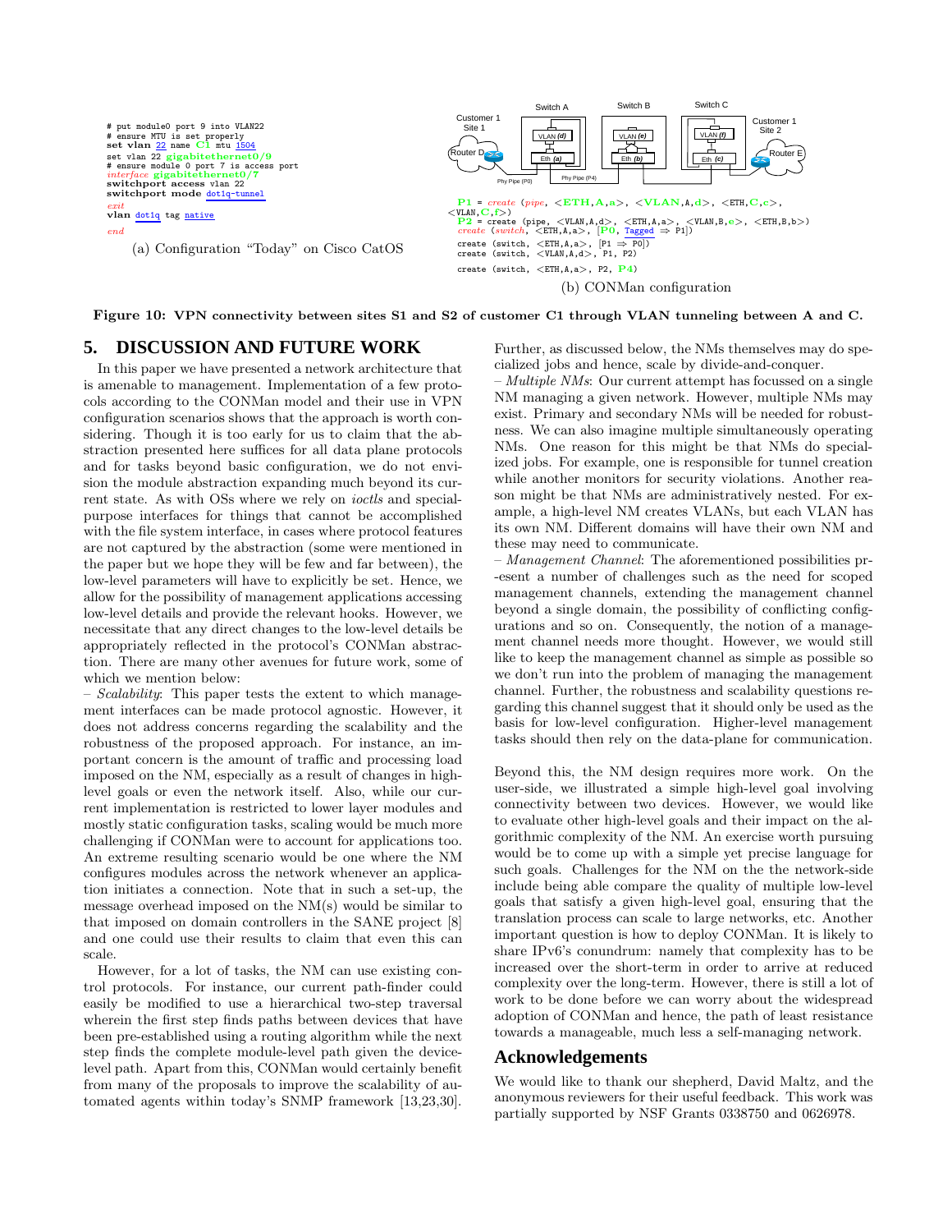```
# put module0 port 9 into VLAN22
# ensure MTU is set properly
set vlan 22 name C1 mtu 1504
set vlan 22 gigabitethernet0/9
# ensure module 0 port 7 is access port
interface gigabitethernet0/7
switchport access vlan 22
switchport mode dot1q-tunnel
exit
vlan dot1q tag native
end
```

(a) Configuration "Today" on Cisco CatOS

Customer 1 Site 1
Switch A
Switch B
Switch C
Customer 1 Site 2
VLAN (d)
VLAN (e)
VLAN (f)
Router D
Eth (a)
Eth (b)
Eth (c)
Router E
Phy Pipe (P0)
Phy Pipe (P4)

```
P1 = create (pipe, <ETH,A,a>, <VLAN,A,d>, <ETH,C,c>,
<VLAN,C,f>)
P2 = create (pipe, <VLAN,A,d>, <ETH,A,a>, <VLAN,B,e>, <ETH,B,b>)
create (switch, <ETH,A,a>, [P0, Tagged ⇒ P1])
create (switch, <ETH,A,a>, [P1 ⇒ P0])
create (switch, <VLAN,A,d>, P1, P2)
create (switch, <ETH,A,a>, P2, P4)
```

(b) CONMan configuration

**Figure 10: VPN connectivity between sites S1 and S2 of customer C1 through VLAN tunneling between A and C.**

## 5. DISCUSSION AND FUTURE WORK

In this paper we have presented a network architecture that is amenable to management. Implementation of a few protocols according to the CONMan model and their use in VPN configuration scenarios shows that the approach is worth considering. Though it is too early for us to claim that the abstraction presented here suffices for all data plane protocols and for tasks beyond basic configuration, we do not envision the module abstraction expanding much beyond its current state. As with OSs where we rely on *ioctls* and special-purpose interfaces for things that cannot be accomplished with the file system interface, in cases where protocol features are not captured by the abstraction (some were mentioned in the paper but we hope they will be few and far between), the low-level parameters will have to explicitly be set. Hence, we allow for the possibility of management applications accessing low-level details and provide the relevant hooks. However, we necessitate that any direct changes to the low-level details be appropriately reflected in the protocol's CONMan abstraction. There are many other avenues for future work, some of which we mention below:

– *Scalability*: This paper tests the extent to which management interfaces can be made protocol agnostic. However, it does not address concerns regarding the scalability and the robustness of the proposed approach. For instance, an important concern is the amount of traffic and processing load imposed on the NM, especially as a result of changes in high-level goals or even the network itself. Also, while our current implementation is restricted to lower layer modules and mostly static configuration tasks, scaling would be much more challenging if CONMan were to account for applications too. An extreme resulting scenario would be one where the NM configures modules across the network whenever an application initiates a connection. Note that in such a set-up, the message overhead imposed on the NM(s) would be similar to that imposed on domain controllers in the SANE project [8] and one could use their results to claim that even this can scale.

However, for a lot of tasks, the NM can use existing control protocols. For instance, our current path-finder could easily be modified to use a hierarchical two-step traversal wherein the first step finds paths between devices that have been pre-established using a routing algorithm while the next step finds the complete module-level path given the device-level path. Apart from this, CONMan would certainly benefit from many of the proposals to improve the scalability of automated agents within today's SNMP framework [13,23,30]. Further, as discussed below, the NMs themselves may do specialized jobs and hence, scale by divide-and-conquer.

– *Multiple NMs*: Our current attempt has focussed on a single NM managing a given network. However, multiple NMs may exist. Primary and secondary NMs will be needed for robustness. We can also imagine multiple simultaneously operating NMs. One reason for this might be that NMs do specialized jobs. For example, one is responsible for tunnel creation while another monitors for security violations. Another reason might be that NMs are administratively nested. For example, a high-level NM creates VLANs, but each VLAN has its own NM. Different domains will have their own NM and these may need to communicate.

– *Management Channel*: The aforementioned possibilities pr--esent a number of challenges such as the need for scoped management channels, extending the management channel beyond a single domain, the possibility of conflicting configurations and so on. Consequently, the notion of a management channel needs more thought. However, we would still like to keep the management channel as simple as possible so we don't run into the problem of managing the management channel. Further, the robustness and scalability questions regarding this channel suggest that it should only be used as the basis for low-level configuration. Higher-level management tasks should then rely on the data-plane for communication.

Beyond this, the NM design requires more work. On the user-side, we illustrated a simple high-level goal involving connectivity between two devices. However, we would like to evaluate other high-level goals and their impact on the algorithmic complexity of the NM. An exercise worth pursuing would be to come up with a simple yet precise language for such goals. Challenges for the NM on the the network-side include being able compare the quality of multiple low-level goals that satisfy a given high-level goal, ensuring that the translation process can scale to large networks, etc. Another important question is how to deploy CONMan. It is likely to share IPv6's conundrum: namely that complexity has to be increased over the short-term in order to arrive at reduced complexity over the long-term. However, there is still a lot of work to be done before we can worry about the widespread adoption of CONMan and hence, the path of least resistance towards a manageable, much less a self-managing network.

## Acknowledgements

We would like to thank our shepherd, David Maltz, and the anonymous reviewers for their useful feedback. This work was partially supported by NSF Grants 0338750 and 0626978.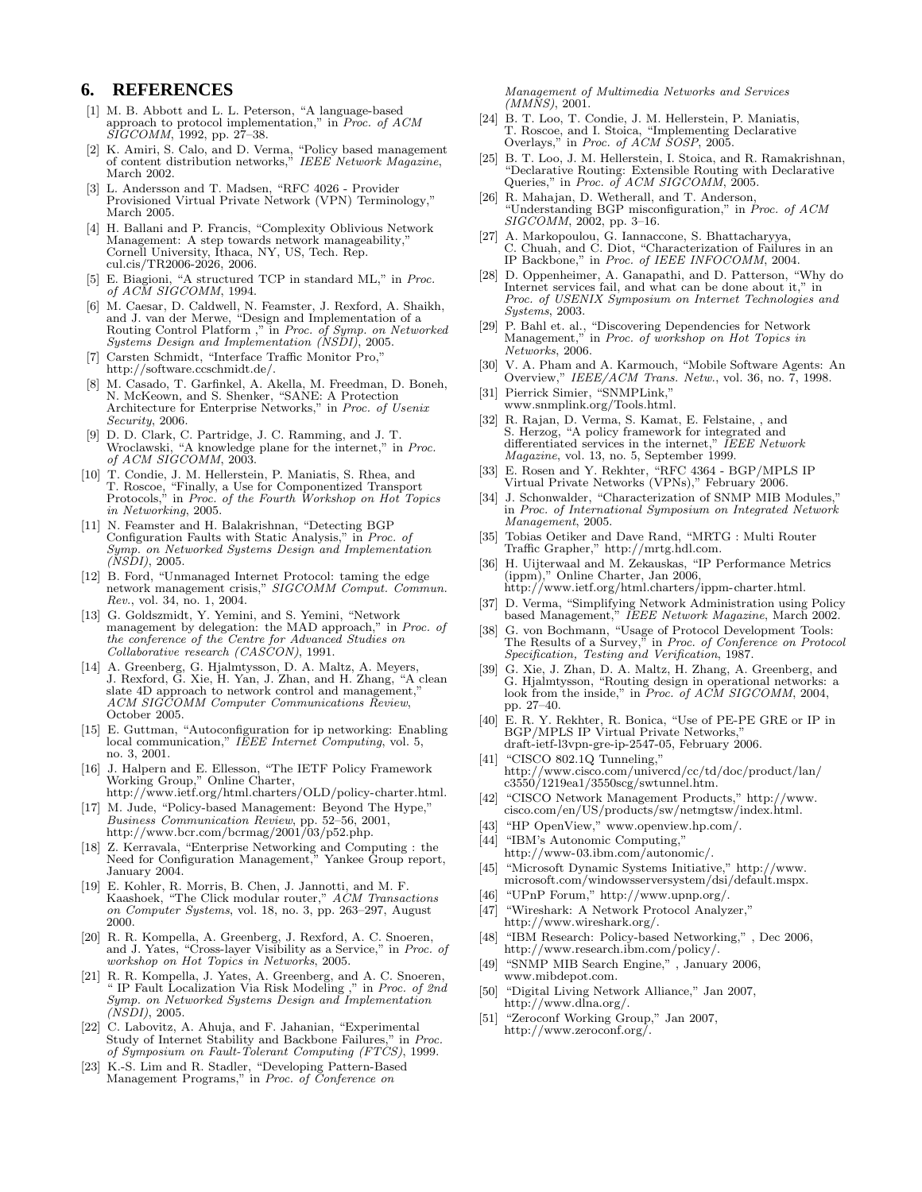## 6. REFERENCES

[1] M. B. Abbott and L. L. Peterson, "A language-based approach to protocol implementation," in *Proc. of ACM SIGCOMM*, 1992, pp. 27–38.

[2] K. Amiri, S. Calo, and D. Verma, "Policy based management of content distribution networks," *IEEE Network Magazine*, March 2002.

[3] L. Andersson and T. Madsen, "RFC 4026 - Provider Provisioned Virtual Private Network (VPN) Terminology," March 2005.

[4] H. Ballani and P. Francis, "Complexity Oblivious Network Management: A step towards network manageability," Cornell University, Ithaca, NY, US, Tech. Rep. cul.cis/TR2006-2026, 2006.

[5] E. Biagioni, "A structured TCP in standard ML," in *Proc. of ACM SIGCOMM*, 1994.

[6] M. Caesar, D. Caldwell, N. Feamster, J. Rexford, A. Shaikh, and J. van der Merwe, "Design and Implementation of a Routing Control Platform ," in *Proc. of Symp. on Networked Systems Design and Implementation (NSDI)*, 2005.

[7] Carsten Schmidt, "Interface Traffic Monitor Pro," http://software.ccschmidt.de/.

[8] M. Casado, T. Garfinkel, A. Akella, M. Freedman, D. Boneh, N. McKeown, and S. Shenker, "SANE: A Protection Architecture for Enterprise Networks," in *Proc. of Usenix Security*, 2006.

[9] D. D. Clark, C. Partridge, J. C. Ramming, and J. T. Wroclawski, "A knowledge plane for the internet," in *Proc. of ACM SIGCOMM*, 2003.

[10] T. Condie, J. M. Hellerstein, P. Maniatis, S. Rhea, and T. Roscoe, "Finally, a Use for Componentized Transport Protocols," in *Proc. of the Fourth Workshop on Hot Topics in Networking*, 2005.

[11] N. Feamster and H. Balakrishnan, "Detecting BGP Configuration Faults with Static Analysis," in *Proc. of Symp. on Networked Systems Design and Implementation (NSDI)*, 2005.

[12] B. Ford, "Unmanaged Internet Protocol: taming the edge network management crisis," *SIGCOMM Comput. Commun. Rev.*, vol. 34, no. 1, 2004.

[13] G. Goldszmidt, Y. Yemini, and S. Yemini, "Network management by delegation: the MAD approach," in *Proc. of the conference of the Centre for Advanced Studies on Collaborative research (CASCON)*, 1991.

[14] A. Greenberg, G. Hjalmtysson, D. A. Maltz, A. Meyers, J. Rexford, G. Xie, H. Yan, J. Zhan, and H. Zhang, "A clean slate 4D approach to network control and management," *ACM SIGCOMM Computer Communications Review*, October 2005.

[15] E. Guttman, "Autoconfiguration for ip networking: Enabling local communication," *IEEE Internet Computing*, vol. 5, no. 3, 2001.

[16] J. Halpern and E. Ellesson, "The IETF Policy Framework Working Group," Online Charter, http://www.ietf.org/html.charters/OLD/policy-charter.html.

[17] M. Jude, "Policy-based Management: Beyond The Hype," *Business Communication Review*, pp. 52–56, 2001, http://www.bcr.com/bcrmag/2001/03/p52.php.

[18] Z. Kerravala, "Enterprise Networking and Computing : the Need for Configuration Management," Yankee Group report, January 2004.

[19] E. Kohler, R. Morris, B. Chen, J. Jannotti, and M. F. Kaashoek, "The Click modular router," *ACM Transactions on Computer Systems*, vol. 18, no. 3, pp. 263–297, August 2000.

[20] R. R. Kompella, A. Greenberg, J. Rexford, A. C. Snoeren, and J. Yates, "Cross-layer Visibility as a Service," in *Proc. of workshop on Hot Topics in Networks*, 2005.

[21] R. R. Kompella, J. Yates, A. Greenberg, and A. C. Snoeren, " IP Fault Localization Via Risk Modeling ," in *Proc. of 2nd Symp. on Networked Systems Design and Implementation (NSDI)*, 2005.

[22] C. Labovitz, A. Ahuja, and F. Jahanian, "Experimental Study of Internet Stability and Backbone Failures," in *Proc. of Symposium on Fault-Tolerant Computing (FTCS)*, 1999.

[23] K.-S. Lim and R. Stadler, "Developing Pattern-Based Management Programs," in *Proc. of Conference on Management of Multimedia Networks and Services (MMNS)*, 2001.

[24] B. T. Loo, T. Condie, J. M. Hellerstein, P. Maniatis, T. Roscoe, and I. Stoica, "Implementing Declarative Overlays," in *Proc. of ACM SOSP*, 2005.

[25] B. T. Loo, J. M. Hellerstein, I. Stoica, and R. Ramakrishnan, "Declarative Routing: Extensible Routing with Declarative Queries," in *Proc. of ACM SIGCOMM*, 2005.

[26] R. Mahajan, D. Wetherall, and T. Anderson, "Understanding BGP misconfiguration," in *Proc. of ACM SIGCOMM*, 2002, pp. 3–16.

[27] A. Markopoulou, G. Iannaccone, S. Bhattacharyya, C. Chuah, and C. Diot, "Characterization of Failures in an IP Backbone," in *Proc. of IEEE INFOCOMM*, 2004.

[28] D. Oppenheimer, A. Ganapathi, and D. Patterson, "Why do Internet services fail, and what can be done about it," in *Proc. of USENIX Symposium on Internet Technologies and Systems*, 2003.

[29] P. Bahl et. al., "Discovering Dependencies for Network Management," in *Proc. of workshop on Hot Topics in Networks*, 2006.

[30] V. A. Pham and A. Karmouch, "Mobile Software Agents: An Overview," *IEEE/ACM Trans. Netw.*, vol. 36, no. 7, 1998.

[31] Pierrick Simier, "SNMPLink," www.snmplink.org/Tools.html.

[32] R. Rajan, D. Verma, S. Kamat, E. Felstaine, , and S. Herzog, "A policy framework for integrated and differentiated services in the internet," *IEEE Network Magazine*, vol. 13, no. 5, September 1999.

[33] E. Rosen and Y. Rekhter, "RFC 4364 - BGP/MPLS IP Virtual Private Networks (VPNs)," February 2006.

[34] J. Schonwalder, "Characterization of SNMP MIB Modules," in *Proc. of International Symposium on Integrated Network Management*, 2005.

[35] Tobias Oetiker and Dave Rand, "MRTG : Multi Router Traffic Grapher," http://mrtg.hdl.com.

[36] H. Uijterwaal and M. Zekauskas, "IP Performance Metrics (ippm)," Online Charter, Jan 2006, http://www.ietf.org/html.charters/ippm-charter.html.

[37] D. Verma, "Simplifying Network Administration using Policy based Management," *IEEE Network Magazine*, March 2002.

[38] G. von Bochmann, "Usage of Protocol Development Tools: The Results of a Survey," in *Proc. of Conference on Protocol Specification, Testing and Verification*, 1987.

[39] G. Xie, J. Zhan, D. A. Maltz, H. Zhang, A. Greenberg, and G. Hjalmtysson, "Routing design in operational networks: a look from the inside," in *Proc. of ACM SIGCOMM*, 2004, pp. 27–40.

[40] E. R. Y. Rekhter, R. Bonica, "Use of PE-PE GRE or IP in BGP/MPLS IP Virtual Private Networks," draft-ietf-l3vpn-gre-ip-2547-05, February 2006.

[41] "CISCO 802.1Q Tunneling," http://www.cisco.com/univercd/cc/td/doc/product/lan/c3550/1219ea1/3550scg/swtunnel.htm.

[42] "CISCO Network Management Products," http://www.cisco.com/en/US/products/sw/netmgtsw/index.html.

[43] "HP OpenView," www.openview.hp.com/.

[44] "IBM's Autonomic Computing," http://www-03.ibm.com/autonomic/.

[45] "Microsoft Dynamic Systems Initiative," http://www.microsoft.com/windowsserversystem/dsi/default.mspx.

[46] "UPnP Forum," http://www.upnp.org/.

[47] "Wireshark: A Network Protocol Analyzer," http://www.wireshark.org/.

[48] "IBM Research: Policy-based Networking," , Dec 2006, http://www.research.ibm.com/policy/.

[49] "SNMP MIB Search Engine," , January 2006, www.mibdepot.com.

[50] "Digital Living Network Alliance," Jan 2007, http://www.dlna.org/.

[51] "Zeroconf Working Group," Jan 2007, http://www.zeroconf.org/.